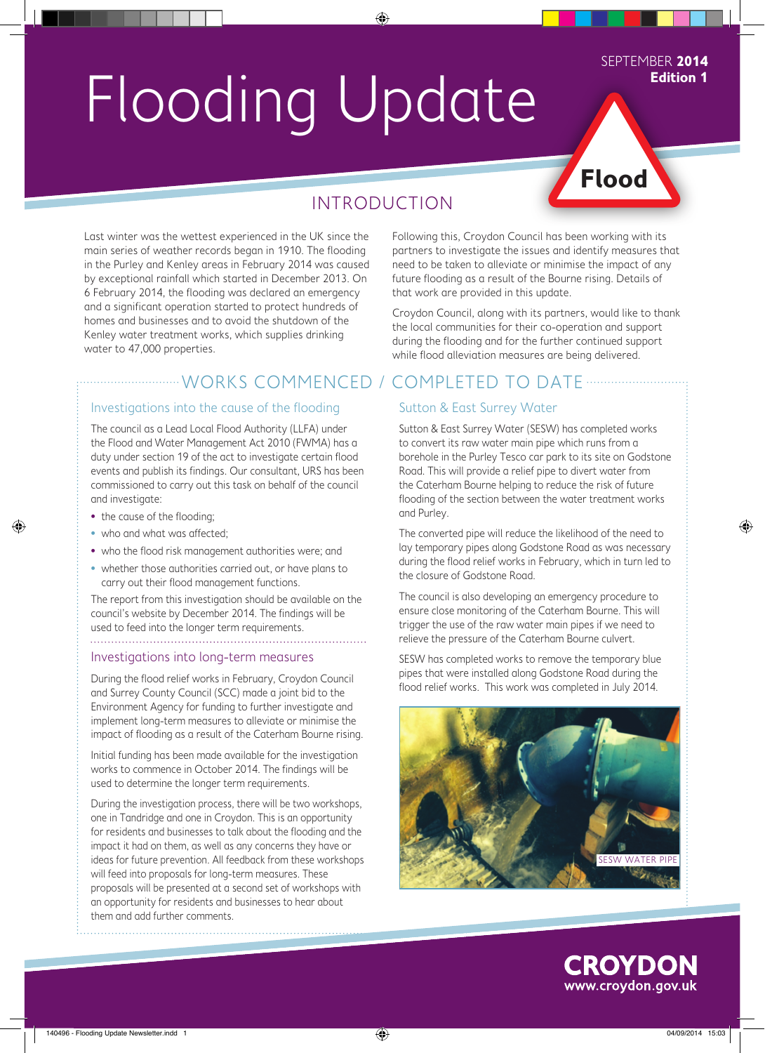# Flooding Update

SEPTEMBER **2014**
**Edition 1**

**Flood**

## INTRODUCTION

Last winter was the wettest experienced in the UK since the main series of weather records began in 1910. The flooding in the Purley and Kenley areas in February 2014 was caused by exceptional rainfall which started in December 2013. On 6 February 2014, the flooding was declared an emergency and a significant operation started to protect hundreds of homes and businesses and to avoid the shutdown of the Kenley water treatment works, which supplies drinking water to 47,000 properties.

Following this, Croydon Council has been working with its partners to investigate the issues and identify measures that need to be taken to alleviate or minimise the impact of any future flooding as a result of the Bourne rising. Details of that work are provided in this update.

Croydon Council, along with its partners, would like to thank the local communities for their co-operation and support during the flooding and for the further continued support while flood alleviation measures are being delivered.

## WORKS COMMENCED / COMPLETED TO DATE

### Investigations into the cause of the flooding

The council as a Lead Local Flood Authority (LLFA) under the Flood and Water Management Act 2010 (FWMA) has a duty under section 19 of the act to investigate certain flood events and publish its findings. Our consultant, URS has been commissioned to carry out this task on behalf of the council and investigate:

- the cause of the flooding;
- who and what was affected;
- who the flood risk management authorities were; and
- whether those authorities carried out, or have plans to carry out their flood management functions.

The report from this investigation should be available on the council's website by December 2014. The findings will be used to feed into the longer term requirements.

### Investigations into long-term measures

During the flood relief works in February, Croydon Council and Surrey County Council (SCC) made a joint bid to the Environment Agency for funding to further investigate and implement long-term measures to alleviate or minimise the impact of flooding as a result of the Caterham Bourne rising.

Initial funding has been made available for the investigation works to commence in October 2014. The findings will be used to determine the longer term requirements.

During the investigation process, there will be two workshops, one in Tandridge and one in Croydon. This is an opportunity for residents and businesses to talk about the flooding and the impact it had on them, as well as any concerns they have or ideas for future prevention. All feedback from these workshops will feed into proposals for long-term measures. These proposals will be presented at a second set of workshops with an opportunity for residents and businesses to hear about them and add further comments.

### Sutton & East Surrey Water

Sutton & East Surrey Water (SESW) has completed works to convert its raw water main pipe which runs from a borehole in the Purley Tesco car park to its site on Godstone Road. This will provide a relief pipe to divert water from the Caterham Bourne helping to reduce the risk of future flooding of the section between the water treatment works and Purley.

The converted pipe will reduce the likelihood of the need to lay temporary pipes along Godstone Road as was necessary during the flood relief works in February, which in turn led to the closure of Godstone Road.

The council is also developing an emergency procedure to ensure close monitoring of the Caterham Bourne. This will trigger the use of the raw water main pipes if we need to relieve the pressure of the Caterham Bourne culvert.

SESW has completed works to remove the temporary blue pipes that were installed along Godstone Road during the flood relief works. This work was completed in July 2014.

SESW WATER PIPE

**CROYDON**
www.croydon.gov.uk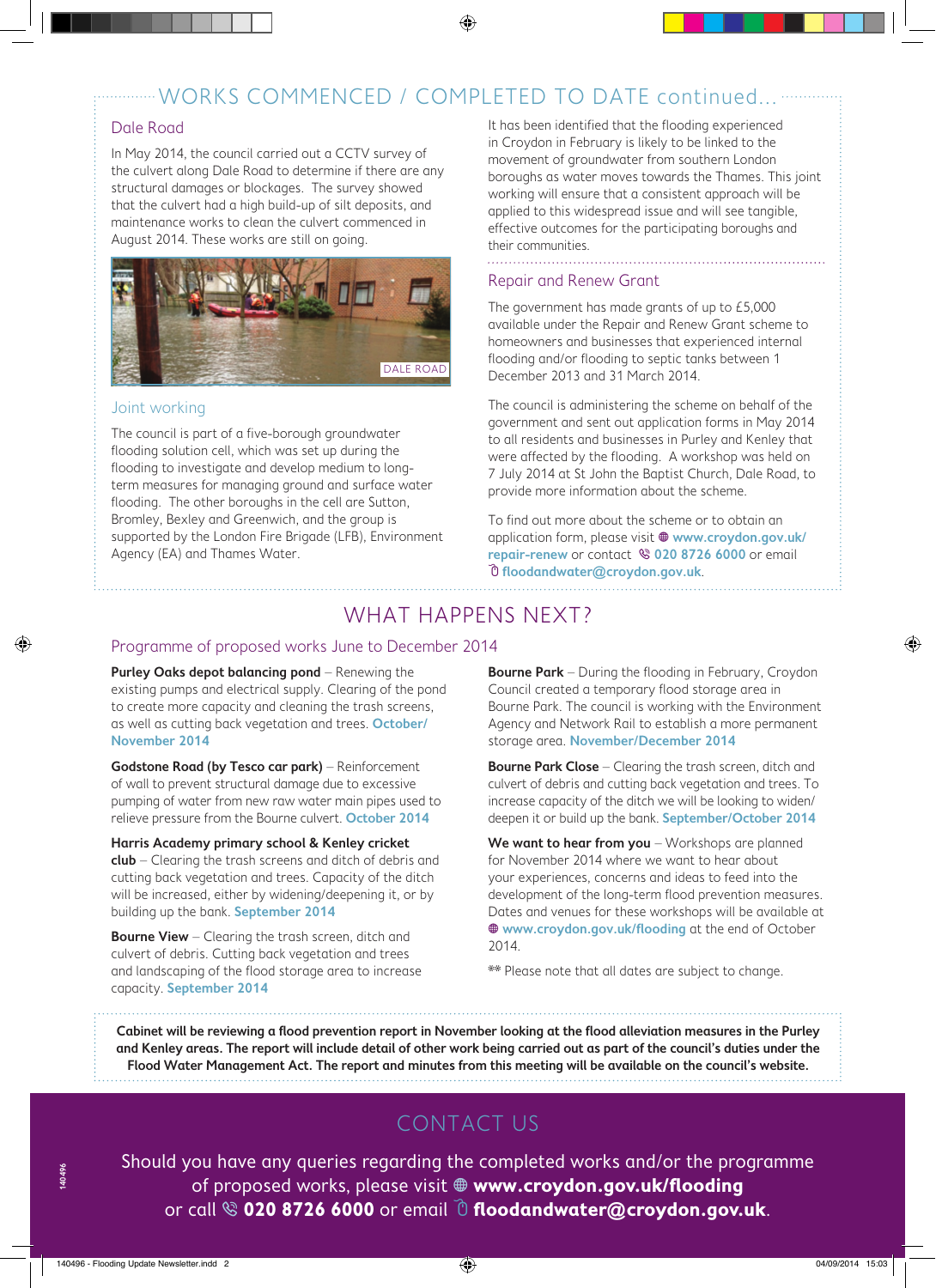## WORKS COMMENCED / COMPLETED TO DATE continued...

### Dale Road

In May 2014, the council carried out a CCTV survey of the culvert along Dale Road to determine if there are any structural damages or blockages. The survey showed that the culvert had a high build-up of silt deposits, and maintenance works to clean the culvert commenced in August 2014. These works are still on going.

DALE ROAD

### Joint working

The council is part of a five-borough groundwater flooding solution cell, which was set up during the flooding to investigate and develop medium to long-term measures for managing ground and surface water flooding. The other boroughs in the cell are Sutton, Bromley, Bexley and Greenwich, and the group is supported by the London Fire Brigade (LFB), Environment Agency (EA) and Thames Water.

It has been identified that the flooding experienced in Croydon in February is likely to be linked to the movement of groundwater from southern London boroughs as water moves towards the Thames. This joint working will ensure that a consistent approach will be applied to this widespread issue and will see tangible, effective outcomes for the participating boroughs and their communities.

### Repair and Renew Grant

The government has made grants of up to £5,000 available under the Repair and Renew Grant scheme to homeowners and businesses that experienced internal flooding and/or flooding to septic tanks between 1 December 2013 and 31 March 2014.

The council is administering the scheme on behalf of the government and sent out application forms in May 2014 to all residents and businesses in Purley and Kenley that were affected by the flooding. A workshop was held on 7 July 2014 at St John the Baptist Church, Dale Road, to provide more information about the scheme.

To find out more about the scheme or to obtain an application form, please visit **www.croydon.gov.uk/repair-renew** or contact **020 8726 6000** or email **floodandwater@croydon.gov.uk**.

## WHAT HAPPENS NEXT?

### Programme of proposed works June to December 2014

**Purley Oaks depot balancing pond** – Renewing the existing pumps and electrical supply. Clearing of the pond to create more capacity and cleaning the trash screens, as well as cutting back vegetation and trees. **October/November 2014**

**Godstone Road (by Tesco car park)** – Reinforcement of wall to prevent structural damage due to excessive pumping of water from new raw water main pipes used to relieve pressure from the Bourne culvert. **October 2014**

**Harris Academy primary school & Kenley cricket club** – Clearing the trash screens and ditch of debris and cutting back vegetation and trees. Capacity of the ditch will be increased, either by widening/deepening it, or by building up the bank. **September 2014**

**Bourne View** – Clearing the trash screen, ditch and culvert of debris. Cutting back vegetation and trees and landscaping of the flood storage area to increase capacity. **September 2014**

**Bourne Park** – During the flooding in February, Croydon Council created a temporary flood storage area in Bourne Park. The council is working with the Environment Agency and Network Rail to establish a more permanent storage area. **November/December 2014**

**Bourne Park Close** – Clearing the trash screen, ditch and culvert of debris and cutting back vegetation and trees. To increase capacity of the ditch we will be looking to widen/deepen it or build up the bank. **September/October 2014**

**We want to hear from you** – Workshops are planned for November 2014 where we want to hear about your experiences, concerns and ideas to feed into the development of the long-term flood prevention measures. Dates and venues for these workshops will be available at **www.croydon.gov.uk/flooding** at the end of October 2014.

** Please note that all dates are subject to change.

**Cabinet will be reviewing a flood prevention report in November looking at the flood alleviation measures in the Purley and Kenley areas. The report will include detail of other work being carried out as part of the council's duties under the Flood Water Management Act. The report and minutes from this meeting will be available on the council's website.**

## CONTACT US

Should you have any queries regarding the completed works and/or the programme of proposed works, please visit **www.croydon.gov.uk/flooding** or call **020 8726 6000** or email **floodandwater@croydon.gov.uk**.